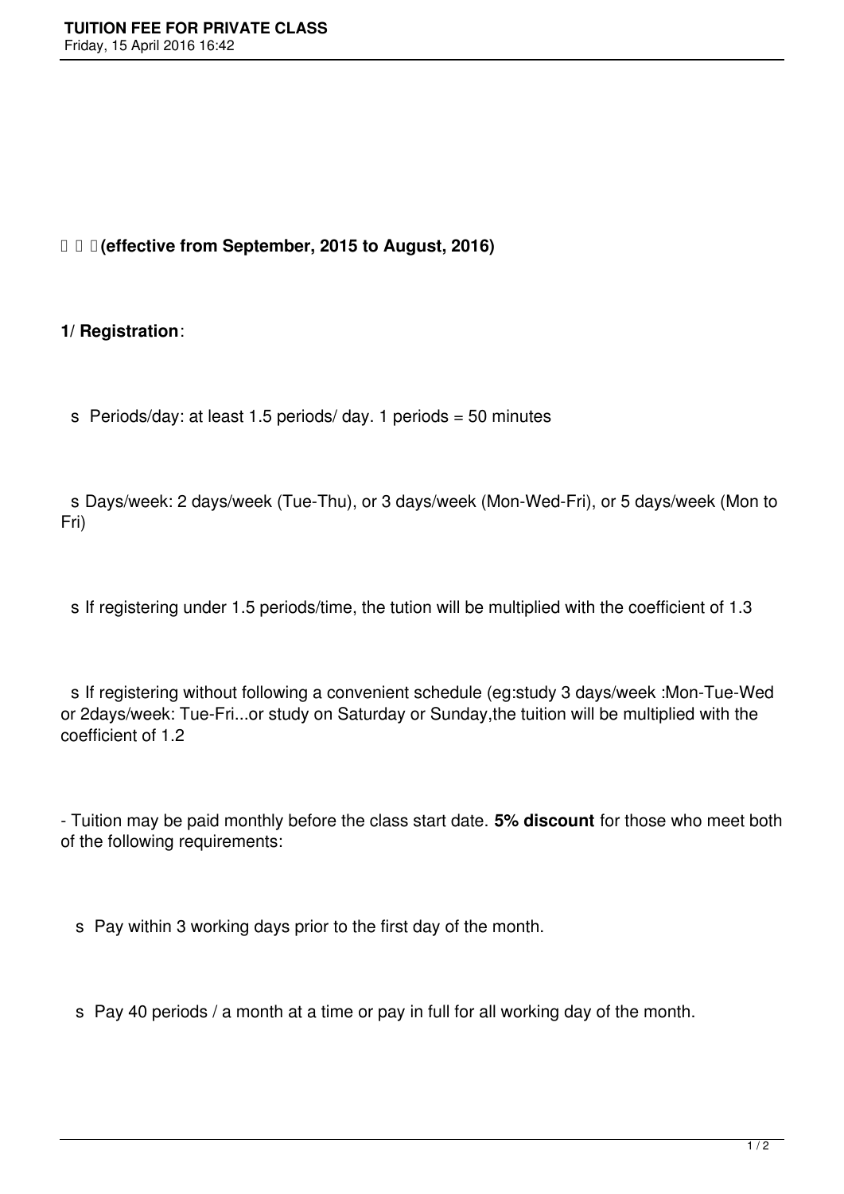# TUITION FEE FOR PRIVATE CLASS

Friday, 15 April 2016 16:42

**(effective from September, 2015 to August, 2016)**

**1/ Registration**:

- Periods/day: at least 1.5 periods/ day. 1 periods = 50 minutes

- Days/week: 2 days/week (Tue-Thu), or 3 days/week (Mon-Wed-Fri), or 5 days/week (Mon to Fri)

- If registering under 1.5 periods/time, the tution will be multiplied with the coefficient of 1.3

- If registering without following a convenient schedule (eg:study 3 days/week :Mon-Tue-Wed or 2days/week: Tue-Fri...or study on Saturday or Sunday,the tuition will be multiplied with the coefficient of 1.2

- Tuition may be paid monthly before the class start date. **5% discount** for those who meet both of the following requirements:

  - Pay within 3 working days prior to the first day of the month.

  - Pay 40 periods / a month at a time or pay in full for all working day of the month.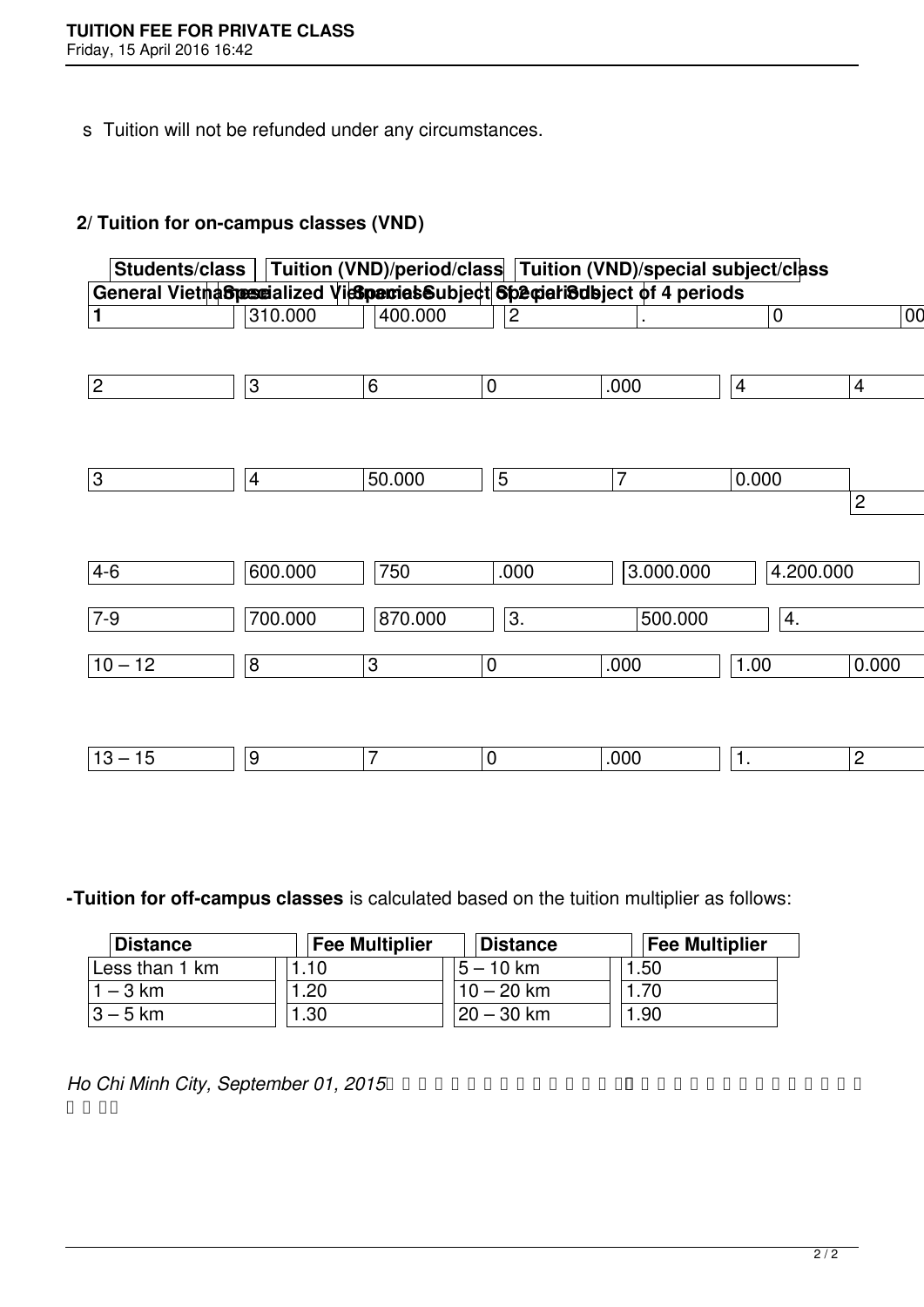- Tuition will not be refunded under any circumstances.

**2/ Tuition for on-campus classes (VND)**

| Students/class | Tuition (VND)/period/class | | Tuition (VND)/special subject/class | |
|---|---|---|---|---|
| | General Vietnamese | Specialized Vietnamese | Special Subject of 2 periods | Special Subject of 4 periods |
| 1 | 310.000 | 400.000 | 2.0 00 | |
| 2 | 360.000 | 4 4 | | |
| 3 | 450.000 | 570.000 | 2 | |
| 4-6 | 600.000 | 750.000 | 3.000.000 | 4.200.000 |
| 7-9 | 700.000 | 870.000 | 3.500.000 | 4. |
| 10 – 12 | 830.000 | 1.000.000 | | |
| 13 – 15 | 970.000 | 1. 2 | | |

**-Tuition for off-campus classes** is calculated based on the tuition multiplier as follows:

| Distance | Fee Multiplier | Distance | Fee Multiplier |
|---|---|---|---|
| Less than 1 km | 1.10 | 5 – 10 km | 1.50 |
| 1 – 3 km | 1.20 | 10 – 20 km | 1.70 |
| 3 – 5 km | 1.30 | 20 – 30 km | 1.90 |

*Ho Chi Minh City, September 01, 2015*